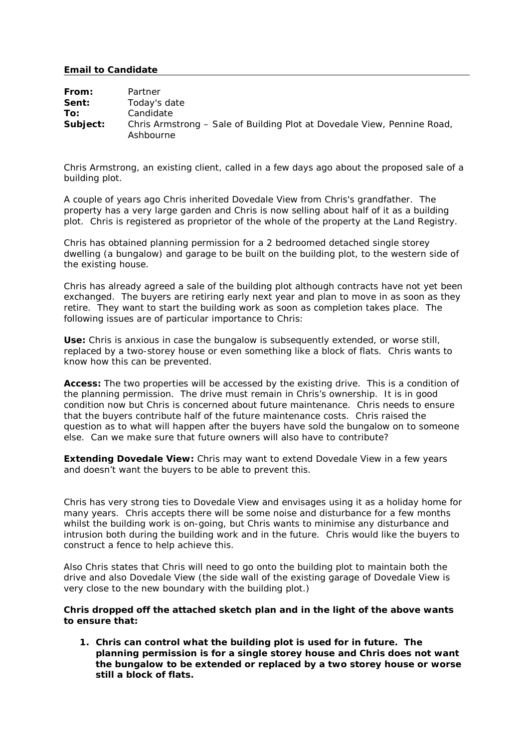**Email to Candidate**

| | |
|---|---|
| **From:** | Partner |
| **Sent:** | Today's date |
| **To:** | Candidate |
| **Subject:** | Chris Armstrong – Sale of Building Plot at Dovedale View, Pennine Road, Ashbourne |

Chris Armstrong, an existing client, called in a few days ago about the proposed sale of a building plot.

A couple of years ago Chris inherited Dovedale View from Chris's grandfather. The property has a very large garden and Chris is now selling about half of it as a building plot. Chris is registered as proprietor of the whole of the property at the Land Registry.

Chris has obtained planning permission for a 2 bedroomed detached single storey dwelling (a bungalow) and garage to be built on the building plot, to the western side of the existing house.

Chris has already agreed a sale of the building plot although contracts have not yet been exchanged. The buyers are retiring early next year and plan to move in as soon as they retire. They want to start the building work as soon as completion takes place. The following issues are of particular importance to Chris:

**Use:** Chris is anxious in case the bungalow is subsequently extended, or worse still, replaced by a two-storey house or even something like a block of flats. Chris wants to know how this can be prevented.

**Access:** The two properties will be accessed by the existing drive. This is a condition of the planning permission. The drive must remain in Chris's ownership. It is in good condition now but Chris is concerned about future maintenance. Chris needs to ensure that the buyers contribute half of the future maintenance costs. Chris raised the question as to what will happen after the buyers have sold the bungalow on to someone else. Can we make sure that future owners will also have to contribute?

**Extending Dovedale View:** Chris may want to extend Dovedale View in a few years and doesn't want the buyers to be able to prevent this.

Chris has very strong ties to Dovedale View and envisages using it as a holiday home for many years. Chris accepts there will be some noise and disturbance for a few months whilst the building work is on-going, but Chris wants to minimise any disturbance and intrusion both during the building work and in the future. Chris would like the buyers to construct a fence to help achieve this.

Also Chris states that Chris will need to go onto the building plot to maintain both the drive and also Dovedale View (the side wall of the existing garage of Dovedale View is very close to the new boundary with the building plot.)

**Chris dropped off the attached sketch plan and in the light of the above wants to ensure that:**

1. **Chris can control what the building plot is used for in future. The planning permission is for a single storey house and Chris does not want the bungalow to be extended or replaced by a two storey house or worse still a block of flats.**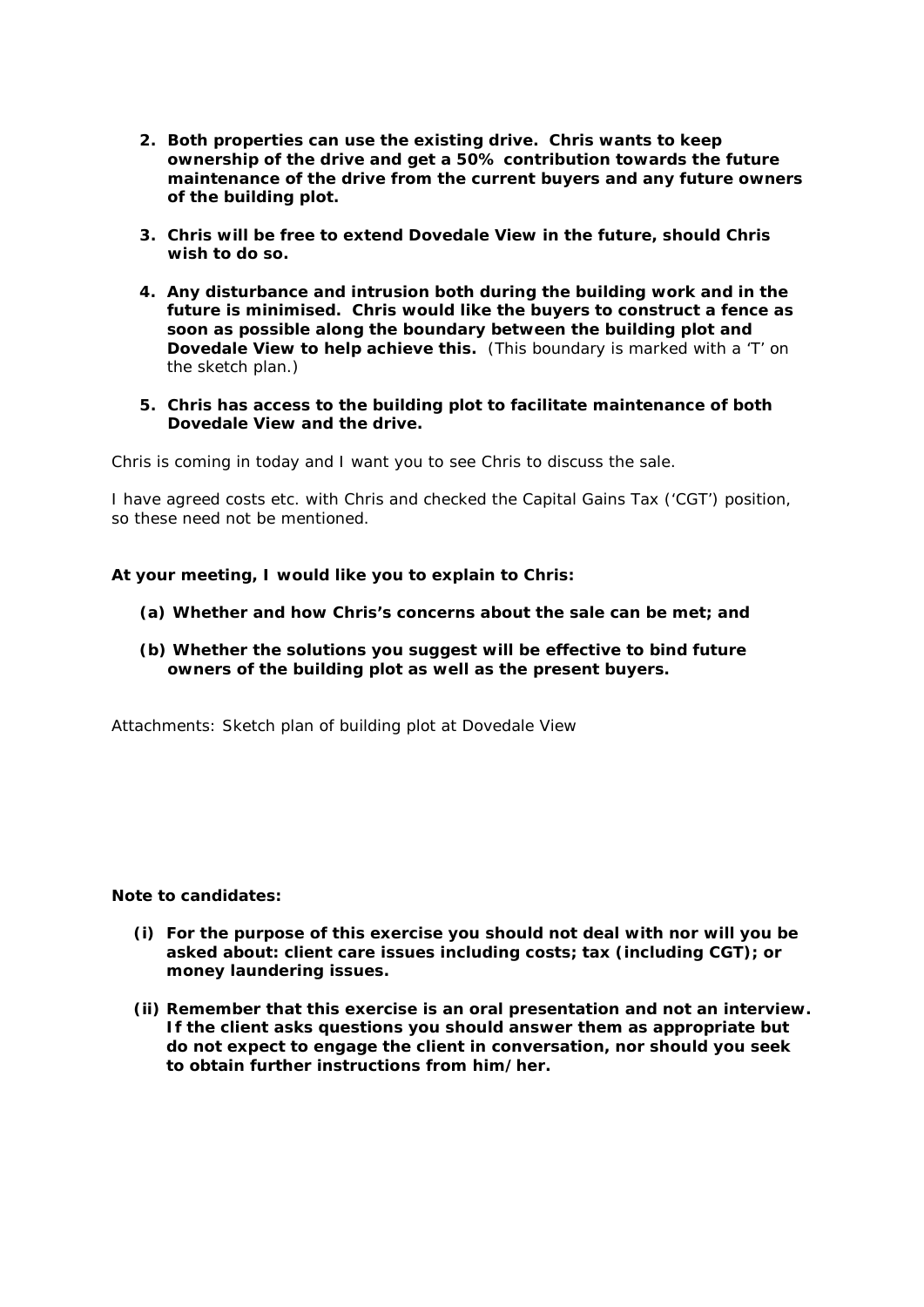2. **Both properties can use the existing drive. Chris wants to keep ownership of the drive and get a 50% contribution towards the future maintenance of the drive from the current buyers and any future owners of the building plot.**

3. **Chris will be free to extend Dovedale View in the future, should Chris wish to do so.**

4. **Any disturbance and intrusion both during the building work and in the future is minimised. Chris would like the buyers to construct a fence as soon as possible along the boundary between the building plot and Dovedale View to help achieve this.** (This boundary is marked with a 'T' on the sketch plan.)

5. **Chris has access to the building plot to facilitate maintenance of both Dovedale View and the drive.**

Chris is coming in today and I want you to see Chris to discuss the sale.

I have agreed costs etc. with Chris and checked the Capital Gains Tax ('CGT') position, so these need not be mentioned.

**At your meeting, I would like you to explain to Chris:**

**(a) Whether and how Chris's concerns about the sale can be met; and**

**(b) Whether the solutions you suggest will be effective to bind future owners of the building plot as well as the present buyers.**

Attachments: Sketch plan of building plot at Dovedale View

**Note to candidates:**

**(i) For the purpose of this exercise you should not deal with nor will you be asked about: client care issues including costs; tax (including CGT); or money laundering issues.**

**(ii) Remember that this exercise is an oral presentation and not an interview. If the client asks questions you should answer them as appropriate but do not expect to engage the client in conversation, nor should you seek to obtain further instructions from him/her.**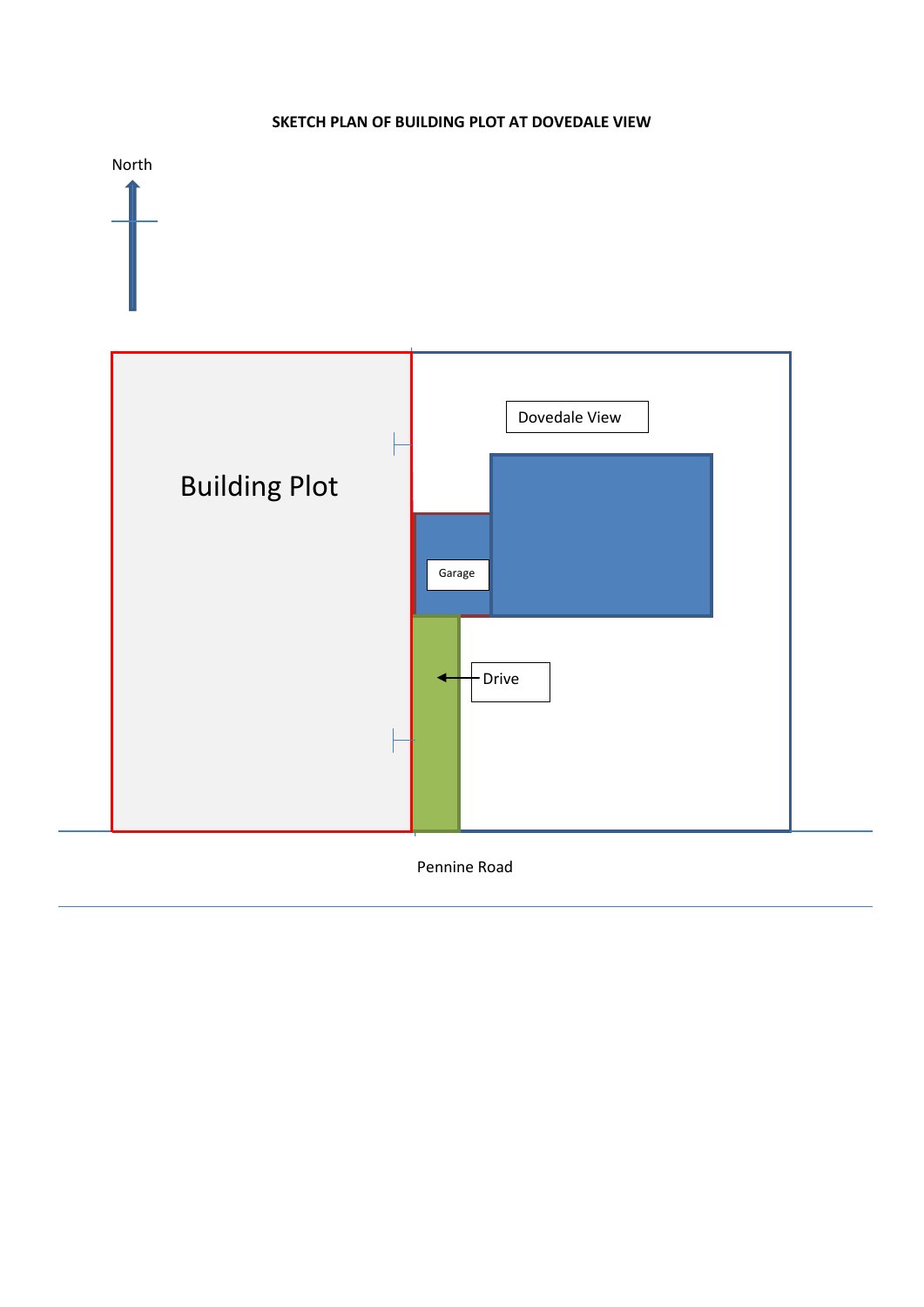**SKETCH PLAN OF BUILDING PLOT AT DOVEDALE VIEW**

North

Building Plot

Dovedale View

Garage

Drive

Pennine Road